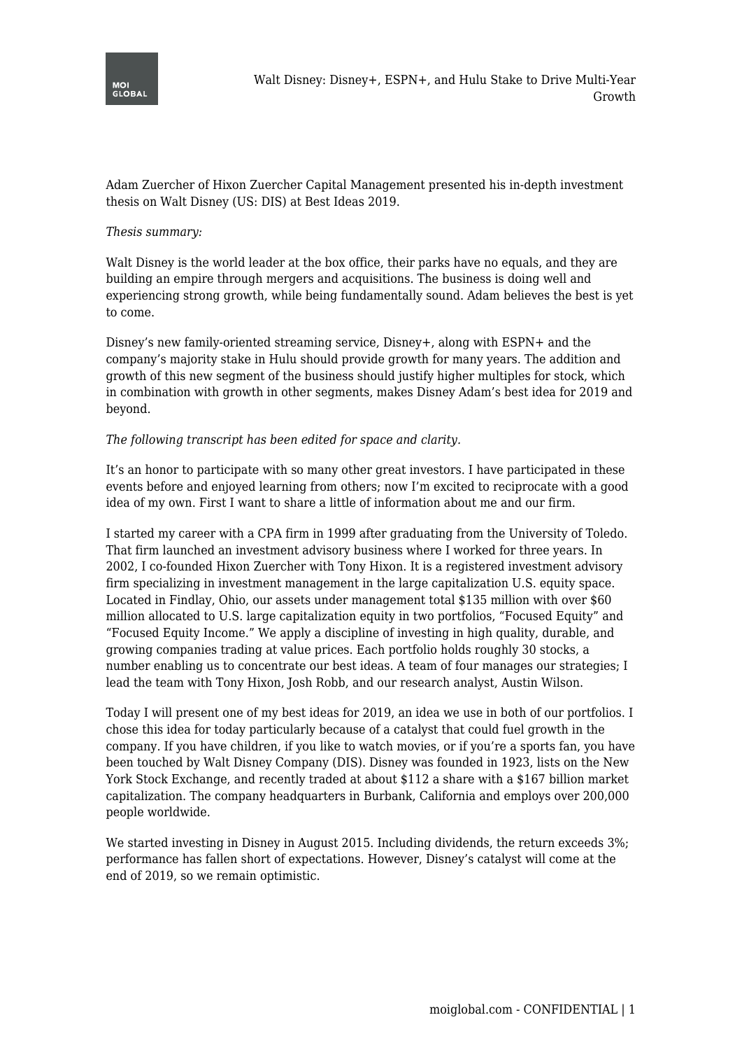# Walt Disney: Disney+, ESPN+, and Hulu Stake to Drive Multi-Year Growth

Adam Zuercher of Hixon Zuercher Capital Management presented his in-depth investment thesis on Walt Disney (US: DIS) at Best Ideas 2019.

*Thesis summary:*

Walt Disney is the world leader at the box office, their parks have no equals, and they are building an empire through mergers and acquisitions. The business is doing well and experiencing strong growth, while being fundamentally sound. Adam believes the best is yet to come.

Disney's new family-oriented streaming service, Disney+, along with ESPN+ and the company's majority stake in Hulu should provide growth for many years. The addition and growth of this new segment of the business should justify higher multiples for stock, which in combination with growth in other segments, makes Disney Adam's best idea for 2019 and beyond.

*The following transcript has been edited for space and clarity.*

It's an honor to participate with so many other great investors. I have participated in these events before and enjoyed learning from others; now I'm excited to reciprocate with a good idea of my own. First I want to share a little of information about me and our firm.

I started my career with a CPA firm in 1999 after graduating from the University of Toledo. That firm launched an investment advisory business where I worked for three years. In 2002, I co-founded Hixon Zuercher with Tony Hixon. It is a registered investment advisory firm specializing in investment management in the large capitalization U.S. equity space. Located in Findlay, Ohio, our assets under management total $135 million with over $60 million allocated to U.S. large capitalization equity in two portfolios, "Focused Equity" and "Focused Equity Income." We apply a discipline of investing in high quality, durable, and growing companies trading at value prices. Each portfolio holds roughly 30 stocks, a number enabling us to concentrate our best ideas. A team of four manages our strategies; I lead the team with Tony Hixon, Josh Robb, and our research analyst, Austin Wilson.

Today I will present one of my best ideas for 2019, an idea we use in both of our portfolios. I chose this idea for today particularly because of a catalyst that could fuel growth in the company. If you have children, if you like to watch movies, or if you're a sports fan, you have been touched by Walt Disney Company (DIS). Disney was founded in 1923, lists on the New York Stock Exchange, and recently traded at about $112 a share with a $167 billion market capitalization. The company headquarters in Burbank, California and employs over 200,000 people worldwide.

We started investing in Disney in August 2015. Including dividends, the return exceeds 3%; performance has fallen short of expectations. However, Disney's catalyst will come at the end of 2019, so we remain optimistic.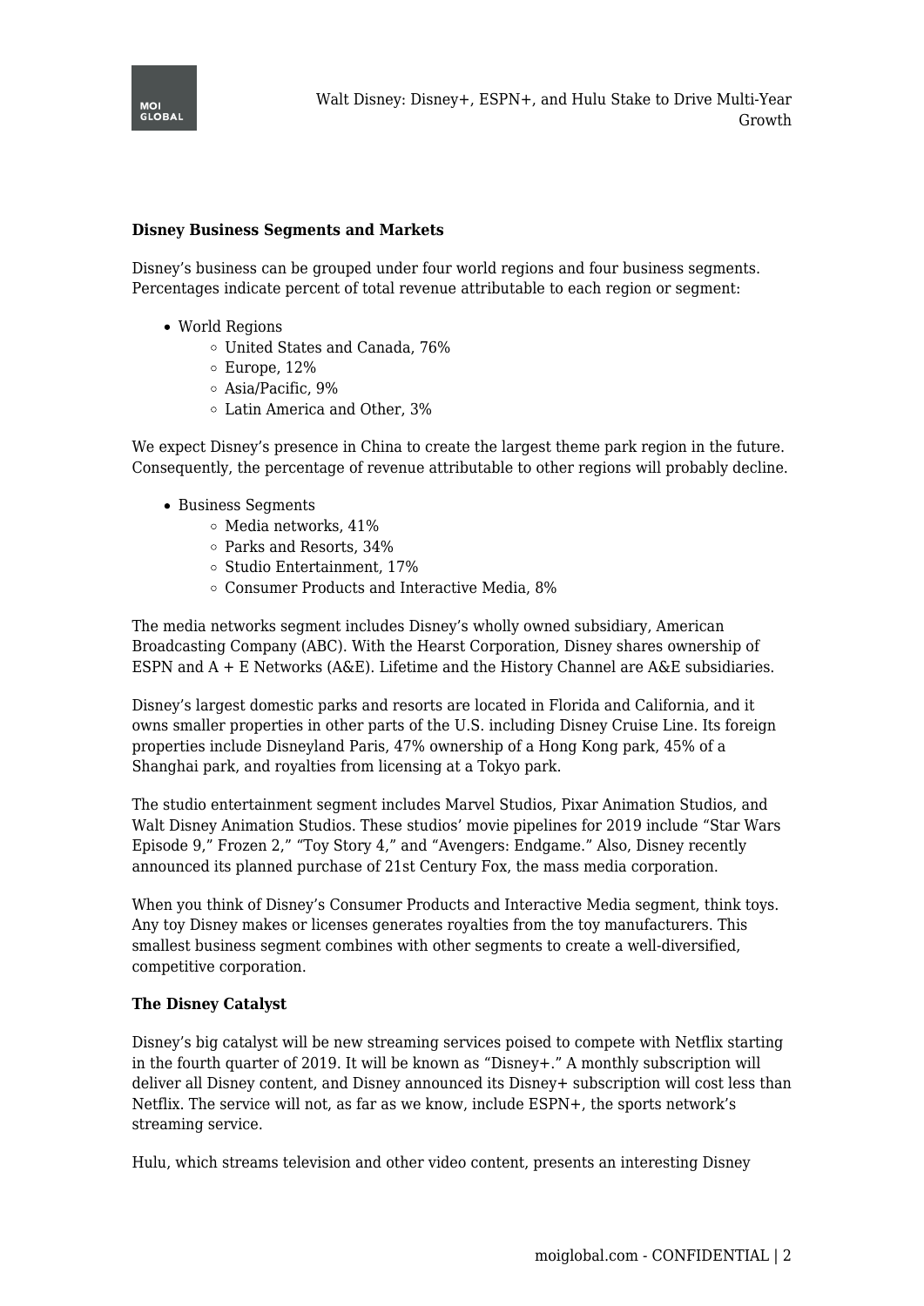**Disney Business Segments and Markets**

Disney's business can be grouped under four world regions and four business segments. Percentages indicate percent of total revenue attributable to each region or segment:

- World Regions
  - United States and Canada, 76%
  - Europe, 12%
  - Asia/Pacific, 9%
  - Latin America and Other, 3%

We expect Disney's presence in China to create the largest theme park region in the future. Consequently, the percentage of revenue attributable to other regions will probably decline.

- Business Segments
  - Media networks, 41%
  - Parks and Resorts, 34%
  - Studio Entertainment, 17%
  - Consumer Products and Interactive Media, 8%

The media networks segment includes Disney's wholly owned subsidiary, American Broadcasting Company (ABC). With the Hearst Corporation, Disney shares ownership of ESPN and A + E Networks (A&E). Lifetime and the History Channel are A&E subsidiaries.

Disney's largest domestic parks and resorts are located in Florida and California, and it owns smaller properties in other parts of the U.S. including Disney Cruise Line. Its foreign properties include Disneyland Paris, 47% ownership of a Hong Kong park, 45% of a Shanghai park, and royalties from licensing at a Tokyo park.

The studio entertainment segment includes Marvel Studios, Pixar Animation Studios, and Walt Disney Animation Studios. These studios' movie pipelines for 2019 include "Star Wars Episode 9," Frozen 2," "Toy Story 4," and "Avengers: Endgame." Also, Disney recently announced its planned purchase of 21st Century Fox, the mass media corporation.

When you think of Disney's Consumer Products and Interactive Media segment, think toys. Any toy Disney makes or licenses generates royalties from the toy manufacturers. This smallest business segment combines with other segments to create a well-diversified, competitive corporation.

**The Disney Catalyst**

Disney's big catalyst will be new streaming services poised to compete with Netflix starting in the fourth quarter of 2019. It will be known as "Disney+." A monthly subscription will deliver all Disney content, and Disney announced its Disney+ subscription will cost less than Netflix. The service will not, as far as we know, include ESPN+, the sports network's streaming service.

Hulu, which streams television and other video content, presents an interesting Disney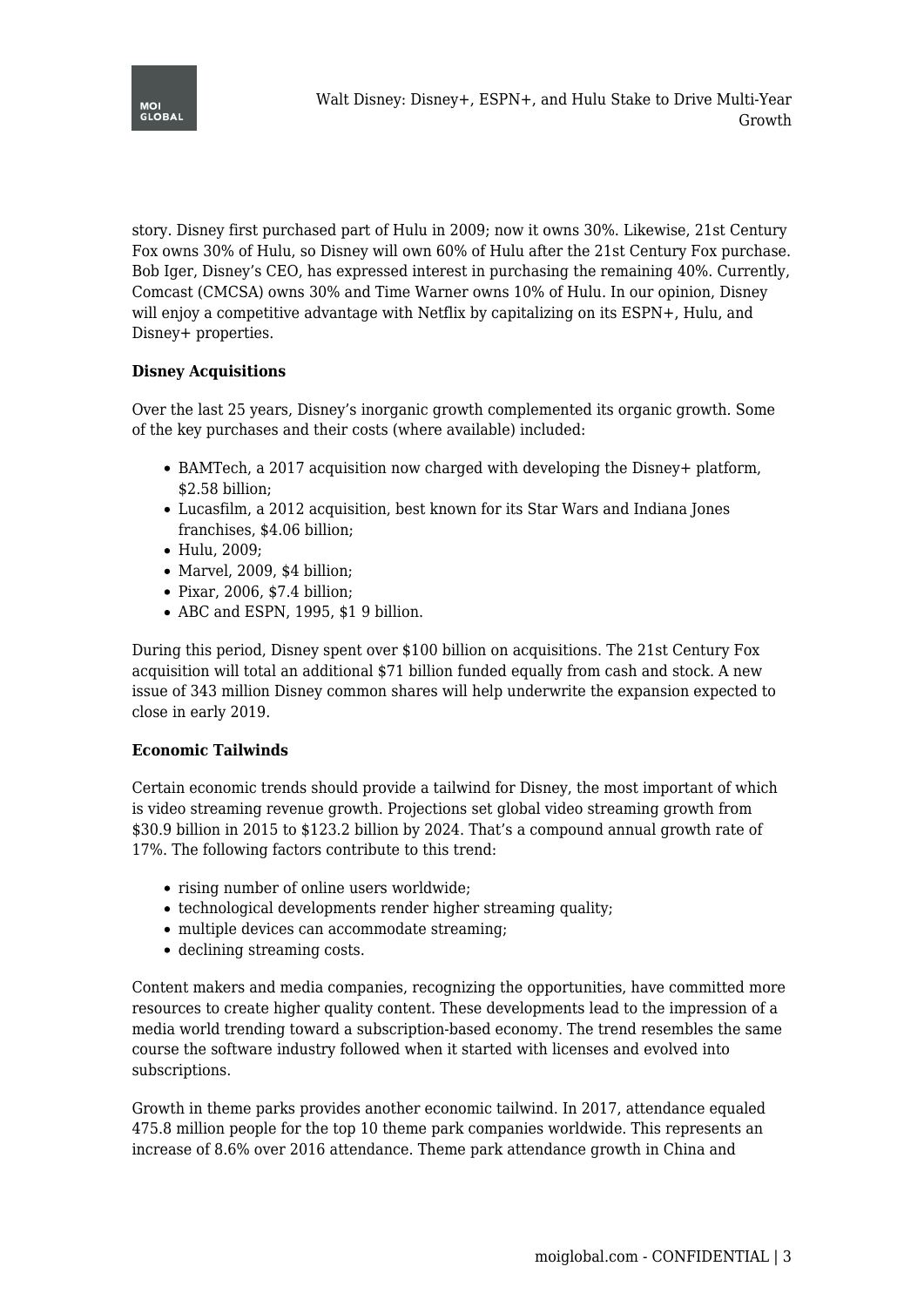story. Disney first purchased part of Hulu in 2009; now it owns 30%. Likewise, 21st Century Fox owns 30% of Hulu, so Disney will own 60% of Hulu after the 21st Century Fox purchase. Bob Iger, Disney's CEO, has expressed interest in purchasing the remaining 40%. Currently, Comcast (CMCSA) owns 30% and Time Warner owns 10% of Hulu. In our opinion, Disney will enjoy a competitive advantage with Netflix by capitalizing on its ESPN+, Hulu, and Disney+ properties.

**Disney Acquisitions**

Over the last 25 years, Disney's inorganic growth complemented its organic growth. Some of the key purchases and their costs (where available) included:

- BAMTech, a 2017 acquisition now charged with developing the Disney+ platform, $2.58 billion;
- Lucasfilm, a 2012 acquisition, best known for its Star Wars and Indiana Jones franchises, $4.06 billion;
- Hulu, 2009;
- Marvel, 2009, $4 billion;
- Pixar, 2006, $7.4 billion;
- ABC and ESPN, 1995, $1 9 billion.

During this period, Disney spent over $100 billion on acquisitions. The 21st Century Fox acquisition will total an additional $71 billion funded equally from cash and stock. A new issue of 343 million Disney common shares will help underwrite the expansion expected to close in early 2019.

**Economic Tailwinds**

Certain economic trends should provide a tailwind for Disney, the most important of which is video streaming revenue growth. Projections set global video streaming growth from $30.9 billion in 2015 to $123.2 billion by 2024. That's a compound annual growth rate of 17%. The following factors contribute to this trend:

- rising number of online users worldwide;
- technological developments render higher streaming quality;
- multiple devices can accommodate streaming;
- declining streaming costs.

Content makers and media companies, recognizing the opportunities, have committed more resources to create higher quality content. These developments lead to the impression of a media world trending toward a subscription-based economy. The trend resembles the same course the software industry followed when it started with licenses and evolved into subscriptions.

Growth in theme parks provides another economic tailwind. In 2017, attendance equaled 475.8 million people for the top 10 theme park companies worldwide. This represents an increase of 8.6% over 2016 attendance. Theme park attendance growth in China and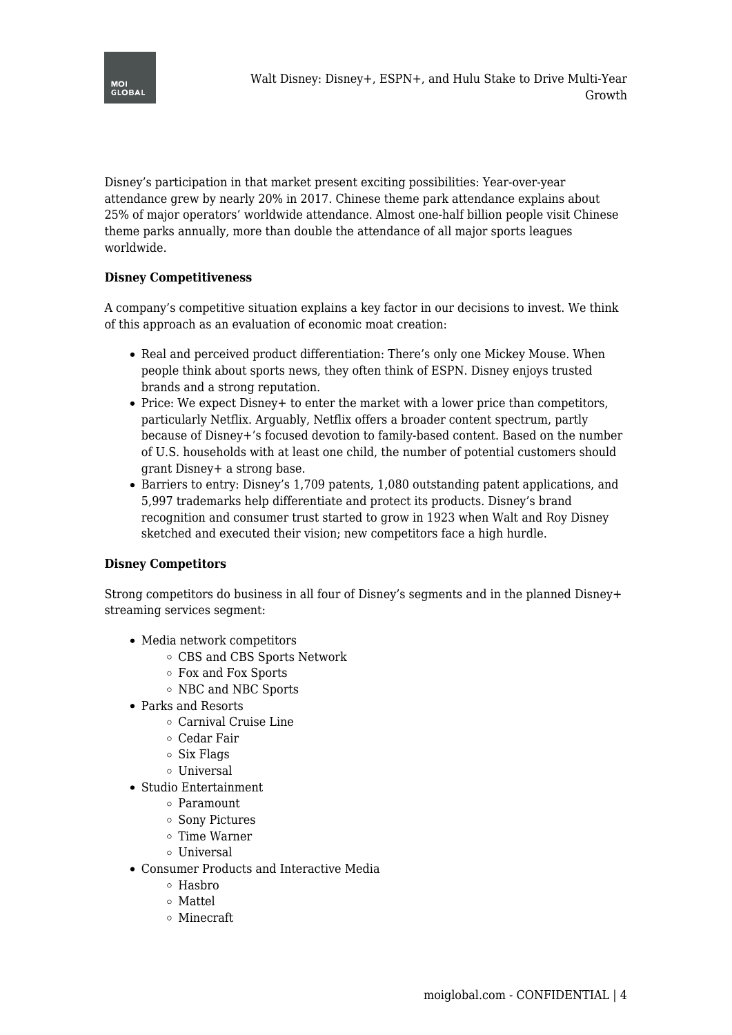Disney's participation in that market present exciting possibilities: Year-over-year attendance grew by nearly 20% in 2017. Chinese theme park attendance explains about 25% of major operators' worldwide attendance. Almost one-half billion people visit Chinese theme parks annually, more than double the attendance of all major sports leagues worldwide.

**Disney Competitiveness**

A company's competitive situation explains a key factor in our decisions to invest. We think of this approach as an evaluation of economic moat creation:

- Real and perceived product differentiation: There's only one Mickey Mouse. When people think about sports news, they often think of ESPN. Disney enjoys trusted brands and a strong reputation.
- Price: We expect Disney+ to enter the market with a lower price than competitors, particularly Netflix. Arguably, Netflix offers a broader content spectrum, partly because of Disney+'s focused devotion to family-based content. Based on the number of U.S. households with at least one child, the number of potential customers should grant Disney+ a strong base.
- Barriers to entry: Disney's 1,709 patents, 1,080 outstanding patent applications, and 5,997 trademarks help differentiate and protect its products. Disney's brand recognition and consumer trust started to grow in 1923 when Walt and Roy Disney sketched and executed their vision; new competitors face a high hurdle.

**Disney Competitors**

Strong competitors do business in all four of Disney's segments and in the planned Disney+ streaming services segment:

- Media network competitors
  - CBS and CBS Sports Network
  - Fox and Fox Sports
  - NBC and NBC Sports
- Parks and Resorts
  - Carnival Cruise Line
  - Cedar Fair
  - Six Flags
  - Universal
- Studio Entertainment
  - Paramount
  - Sony Pictures
  - Time Warner
  - Universal
- Consumer Products and Interactive Media
  - Hasbro
  - Mattel
  - Minecraft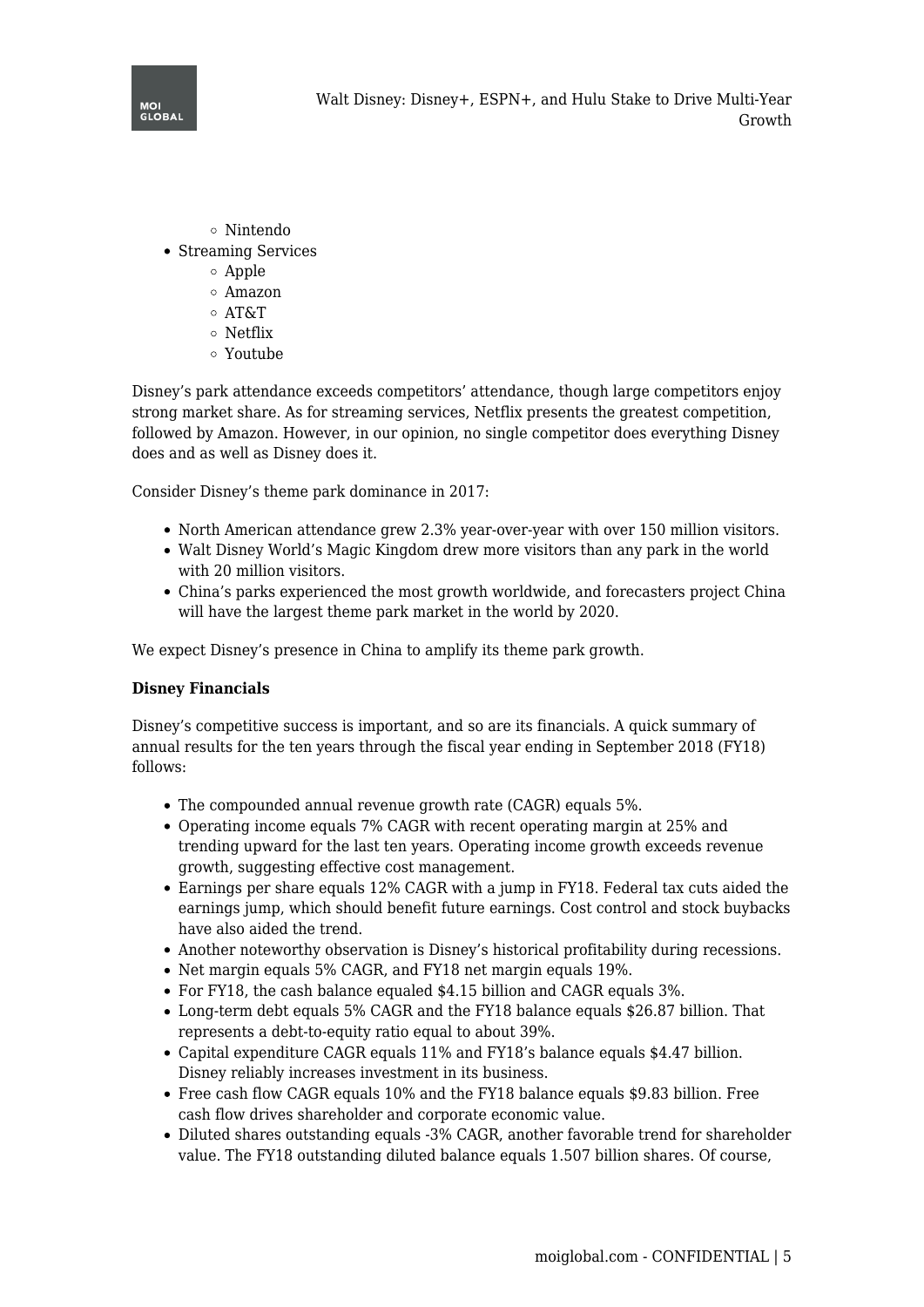- Nintendo
- Streaming Services
  - Apple
  - Amazon
  - AT&T
  - Netflix
  - Youtube

Disney's park attendance exceeds competitors' attendance, though large competitors enjoy strong market share. As for streaming services, Netflix presents the greatest competition, followed by Amazon. However, in our opinion, no single competitor does everything Disney does and as well as Disney does it.

Consider Disney's theme park dominance in 2017:

- North American attendance grew 2.3% year-over-year with over 150 million visitors.
- Walt Disney World's Magic Kingdom drew more visitors than any park in the world with 20 million visitors.
- China's parks experienced the most growth worldwide, and forecasters project China will have the largest theme park market in the world by 2020.

We expect Disney's presence in China to amplify its theme park growth.

**Disney Financials**

Disney's competitive success is important, and so are its financials. A quick summary of annual results for the ten years through the fiscal year ending in September 2018 (FY18) follows:

- The compounded annual revenue growth rate (CAGR) equals 5%.
- Operating income equals 7% CAGR with recent operating margin at 25% and trending upward for the last ten years. Operating income growth exceeds revenue growth, suggesting effective cost management.
- Earnings per share equals 12% CAGR with a jump in FY18. Federal tax cuts aided the earnings jump, which should benefit future earnings. Cost control and stock buybacks have also aided the trend.
- Another noteworthy observation is Disney's historical profitability during recessions.
- Net margin equals 5% CAGR, and FY18 net margin equals 19%.
- For FY18, the cash balance equaled $4.15 billion and CAGR equals 3%.
- Long-term debt equals 5% CAGR and the FY18 balance equals $26.87 billion. That represents a debt-to-equity ratio equal to about 39%.
- Capital expenditure CAGR equals 11% and FY18's balance equals $4.47 billion. Disney reliably increases investment in its business.
- Free cash flow CAGR equals 10% and the FY18 balance equals $9.83 billion. Free cash flow drives shareholder and corporate economic value.
- Diluted shares outstanding equals -3% CAGR, another favorable trend for shareholder value. The FY18 outstanding diluted balance equals 1.507 billion shares. Of course,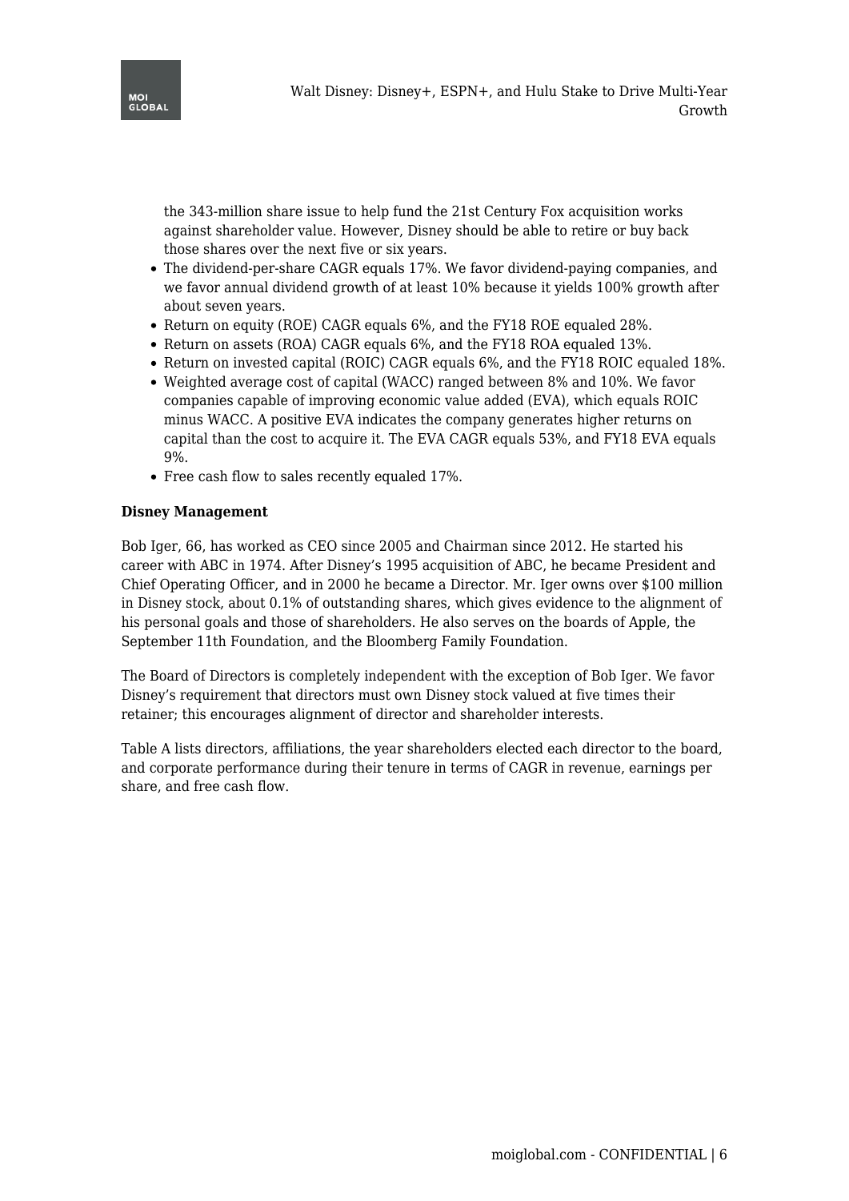the 343-million share issue to help fund the 21st Century Fox acquisition works against shareholder value. However, Disney should be able to retire or buy back those shares over the next five or six years.

- The dividend-per-share CAGR equals 17%. We favor dividend-paying companies, and we favor annual dividend growth of at least 10% because it yields 100% growth after about seven years.
- Return on equity (ROE) CAGR equals 6%, and the FY18 ROE equaled 28%.
- Return on assets (ROA) CAGR equals 6%, and the FY18 ROA equaled 13%.
- Return on invested capital (ROIC) CAGR equals 6%, and the FY18 ROIC equaled 18%.
- Weighted average cost of capital (WACC) ranged between 8% and 10%. We favor companies capable of improving economic value added (EVA), which equals ROIC minus WACC. A positive EVA indicates the company generates higher returns on capital than the cost to acquire it. The EVA CAGR equals 53%, and FY18 EVA equals 9%.
- Free cash flow to sales recently equaled 17%.

**Disney Management**

Bob Iger, 66, has worked as CEO since 2005 and Chairman since 2012. He started his career with ABC in 1974. After Disney's 1995 acquisition of ABC, he became President and Chief Operating Officer, and in 2000 he became a Director. Mr. Iger owns over $100 million in Disney stock, about 0.1% of outstanding shares, which gives evidence to the alignment of his personal goals and those of shareholders. He also serves on the boards of Apple, the September 11th Foundation, and the Bloomberg Family Foundation.

The Board of Directors is completely independent with the exception of Bob Iger. We favor Disney's requirement that directors must own Disney stock valued at five times their retainer; this encourages alignment of director and shareholder interests.

Table A lists directors, affiliations, the year shareholders elected each director to the board, and corporate performance during their tenure in terms of CAGR in revenue, earnings per share, and free cash flow.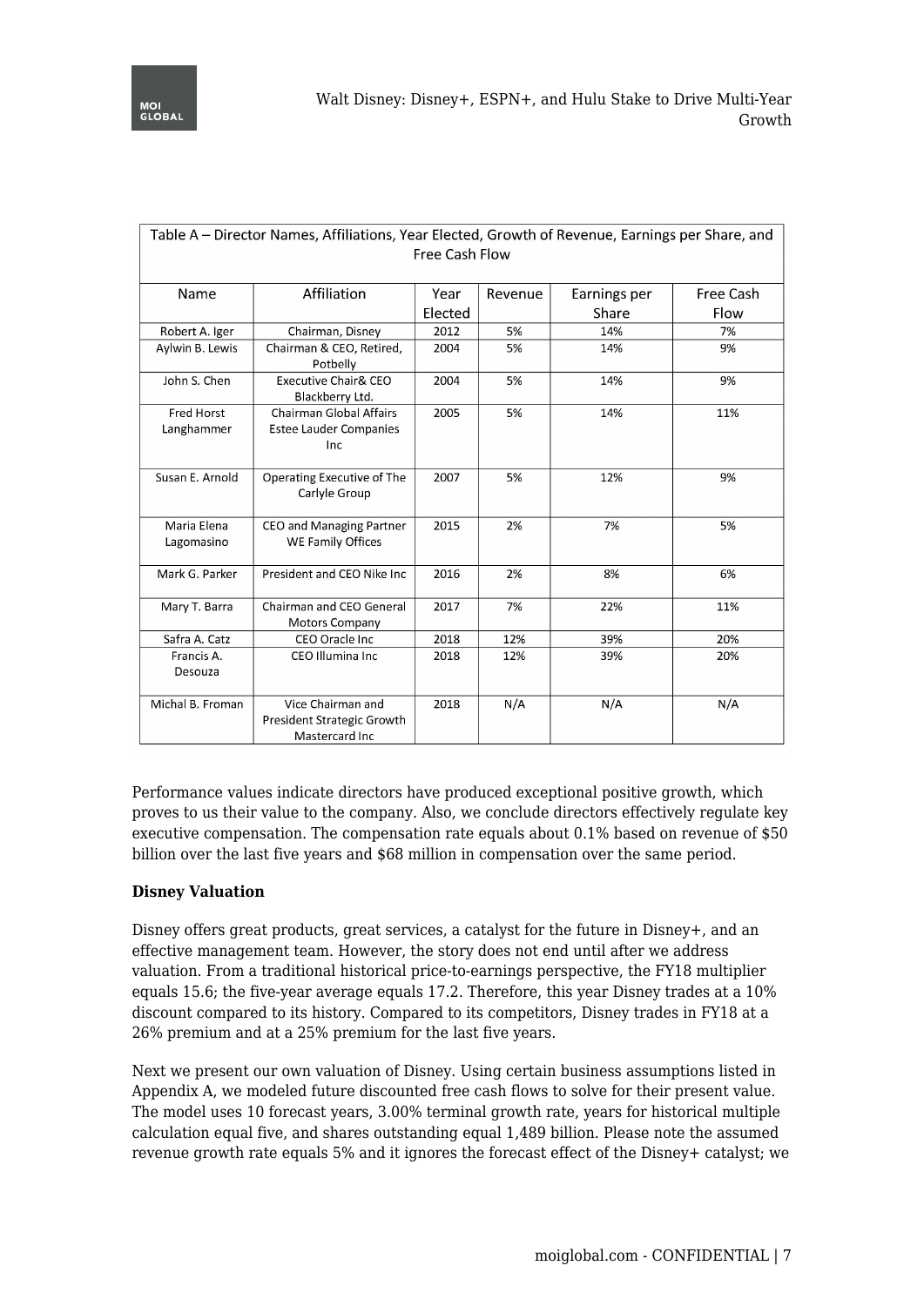| Table A – Director Names, Affiliations, Year Elected, Growth of Revenue, Earnings per Share, and Free Cash Flow | | | | | |
|---|---|---|---|---|---|
| Name | Affiliation | Year Elected | Revenue | Earnings per Share | Free Cash Flow |
| Robert A. Iger | Chairman, Disney | 2012 | 5% | 14% | 7% |
| Aylwin B. Lewis | Chairman & CEO, Retired, Potbelly | 2004 | 5% | 14% | 9% |
| John S. Chen | Executive Chair& CEO Blackberry Ltd. | 2004 | 5% | 14% | 9% |
| Fred Horst Langhammer | Chairman Global Affairs Estee Lauder Companies Inc | 2005 | 5% | 14% | 11% |
| Susan E. Arnold | Operating Executive of The Carlyle Group | 2007 | 5% | 12% | 9% |
| Maria Elena Lagomasino | CEO and Managing Partner WE Family Offices | 2015 | 2% | 7% | 5% |
| Mark G. Parker | President and CEO Nike Inc | 2016 | 2% | 8% | 6% |
| Mary T. Barra | Chairman and CEO General Motors Company | 2017 | 7% | 22% | 11% |
| Safra A. Catz | CEO Oracle Inc | 2018 | 12% | 39% | 20% |
| Francis A. Desouza | CEO Illumina Inc | 2018 | 12% | 39% | 20% |
| Michal B. Froman | Vice Chairman and President Strategic Growth Mastercard Inc | 2018 | N/A | N/A | N/A |

Performance values indicate directors have produced exceptional positive growth, which proves to us their value to the company. Also, we conclude directors effectively regulate key executive compensation. The compensation rate equals about 0.1% based on revenue of $50 billion over the last five years and $68 million in compensation over the same period.

**Disney Valuation**

Disney offers great products, great services, a catalyst for the future in Disney+, and an effective management team. However, the story does not end until after we address valuation. From a traditional historical price-to-earnings perspective, the FY18 multiplier equals 15.6; the five-year average equals 17.2. Therefore, this year Disney trades at a 10% discount compared to its history. Compared to its competitors, Disney trades in FY18 at a 26% premium and at a 25% premium for the last five years.

Next we present our own valuation of Disney. Using certain business assumptions listed in Appendix A, we modeled future discounted free cash flows to solve for their present value. The model uses 10 forecast years, 3.00% terminal growth rate, years for historical multiple calculation equal five, and shares outstanding equal 1,489 billion. Please note the assumed revenue growth rate equals 5% and it ignores the forecast effect of the Disney+ catalyst; we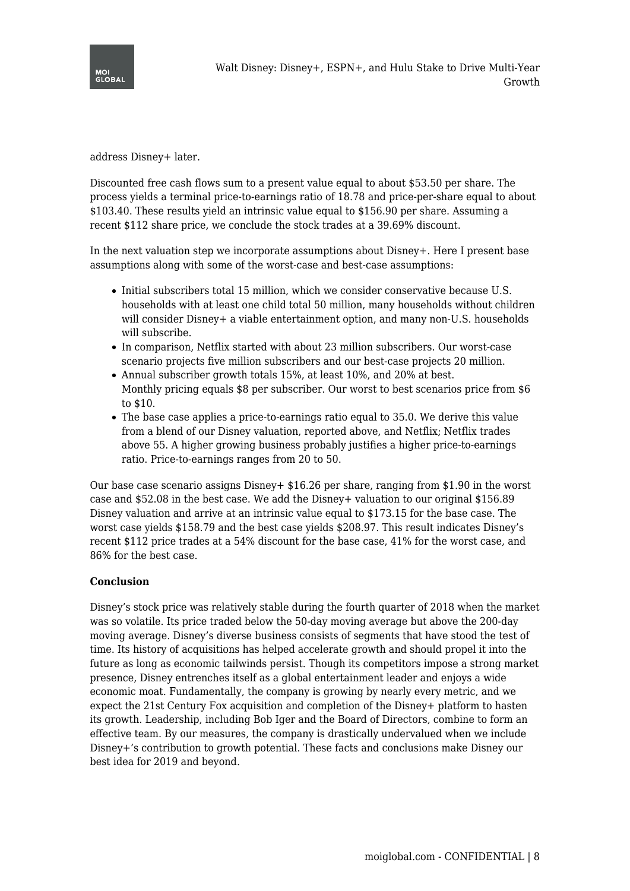address Disney+ later.

Discounted free cash flows sum to a present value equal to about $53.50 per share. The process yields a terminal price-to-earnings ratio of 18.78 and price-per-share equal to about $103.40. These results yield an intrinsic value equal to $156.90 per share. Assuming a recent $112 share price, we conclude the stock trades at a 39.69% discount.

In the next valuation step we incorporate assumptions about Disney+. Here I present base assumptions along with some of the worst-case and best-case assumptions:

- Initial subscribers total 15 million, which we consider conservative because U.S. households with at least one child total 50 million, many households without children will consider Disney+ a viable entertainment option, and many non-U.S. households will subscribe.
- In comparison, Netflix started with about 23 million subscribers. Our worst-case scenario projects five million subscribers and our best-case projects 20 million.
- Annual subscriber growth totals 15%, at least 10%, and 20% at best.
  Monthly pricing equals $8 per subscriber. Our worst to best scenarios price from $6 to $10.
- The base case applies a price-to-earnings ratio equal to 35.0. We derive this value from a blend of our Disney valuation, reported above, and Netflix; Netflix trades above 55. A higher growing business probably justifies a higher price-to-earnings ratio. Price-to-earnings ranges from 20 to 50.

Our base case scenario assigns Disney+ $16.26 per share, ranging from $1.90 in the worst case and $52.08 in the best case. We add the Disney+ valuation to our original $156.89 Disney valuation and arrive at an intrinsic value equal to $173.15 for the base case. The worst case yields $158.79 and the best case yields $208.97. This result indicates Disney's recent $112 price trades at a 54% discount for the base case, 41% for the worst case, and 86% for the best case.

**Conclusion**

Disney's stock price was relatively stable during the fourth quarter of 2018 when the market was so volatile. Its price traded below the 50-day moving average but above the 200-day moving average. Disney's diverse business consists of segments that have stood the test of time. Its history of acquisitions has helped accelerate growth and should propel it into the future as long as economic tailwinds persist. Though its competitors impose a strong market presence, Disney entrenches itself as a global entertainment leader and enjoys a wide economic moat. Fundamentally, the company is growing by nearly every metric, and we expect the 21st Century Fox acquisition and completion of the Disney+ platform to hasten its growth. Leadership, including Bob Iger and the Board of Directors, combine to form an effective team. By our measures, the company is drastically undervalued when we include Disney+'s contribution to growth potential. These facts and conclusions make Disney our best idea for 2019 and beyond.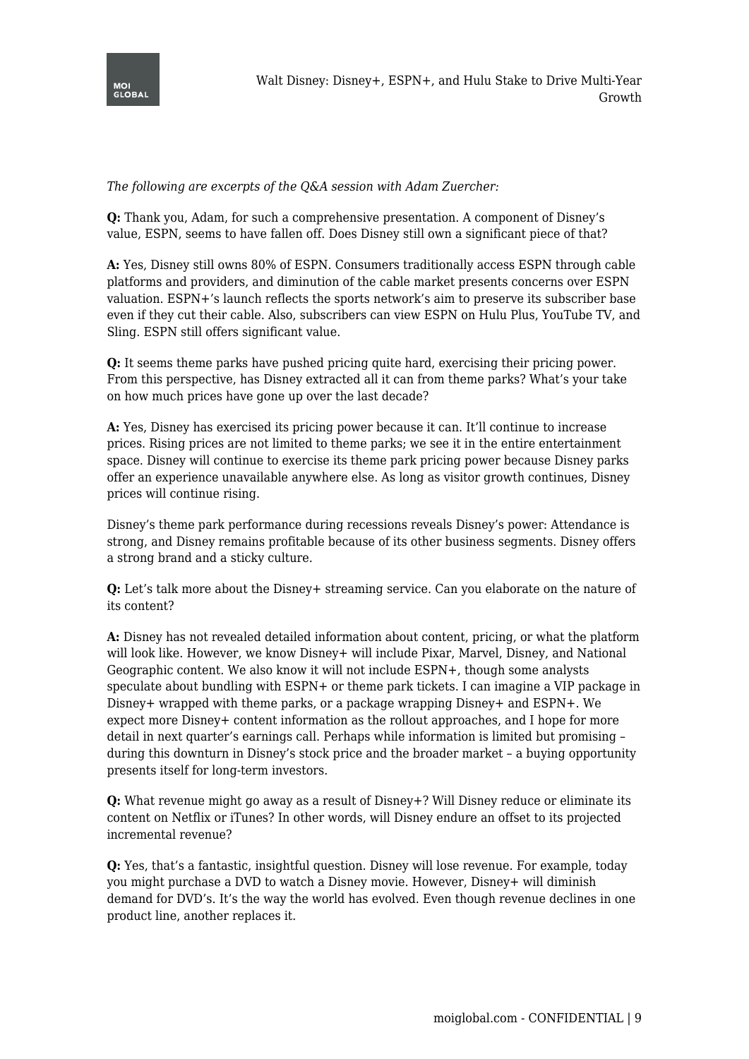*The following are excerpts of the Q&A session with Adam Zuercher:*

**Q:** Thank you, Adam, for such a comprehensive presentation. A component of Disney's value, ESPN, seems to have fallen off. Does Disney still own a significant piece of that?

**A:** Yes, Disney still owns 80% of ESPN. Consumers traditionally access ESPN through cable platforms and providers, and diminution of the cable market presents concerns over ESPN valuation. ESPN+'s launch reflects the sports network's aim to preserve its subscriber base even if they cut their cable. Also, subscribers can view ESPN on Hulu Plus, YouTube TV, and Sling. ESPN still offers significant value.

**Q:** It seems theme parks have pushed pricing quite hard, exercising their pricing power. From this perspective, has Disney extracted all it can from theme parks? What's your take on how much prices have gone up over the last decade?

**A:** Yes, Disney has exercised its pricing power because it can. It'll continue to increase prices. Rising prices are not limited to theme parks; we see it in the entire entertainment space. Disney will continue to exercise its theme park pricing power because Disney parks offer an experience unavailable anywhere else. As long as visitor growth continues, Disney prices will continue rising.

Disney's theme park performance during recessions reveals Disney's power: Attendance is strong, and Disney remains profitable because of its other business segments. Disney offers a strong brand and a sticky culture.

**Q:** Let's talk more about the Disney+ streaming service. Can you elaborate on the nature of its content?

**A:** Disney has not revealed detailed information about content, pricing, or what the platform will look like. However, we know Disney+ will include Pixar, Marvel, Disney, and National Geographic content. We also know it will not include ESPN+, though some analysts speculate about bundling with ESPN+ or theme park tickets. I can imagine a VIP package in Disney+ wrapped with theme parks, or a package wrapping Disney+ and ESPN+. We expect more Disney+ content information as the rollout approaches, and I hope for more detail in next quarter's earnings call. Perhaps while information is limited but promising – during this downturn in Disney's stock price and the broader market – a buying opportunity presents itself for long-term investors.

**Q:** What revenue might go away as a result of Disney+? Will Disney reduce or eliminate its content on Netflix or iTunes? In other words, will Disney endure an offset to its projected incremental revenue?

**Q:** Yes, that's a fantastic, insightful question. Disney will lose revenue. For example, today you might purchase a DVD to watch a Disney movie. However, Disney+ will diminish demand for DVD's. It's the way the world has evolved. Even though revenue declines in one product line, another replaces it.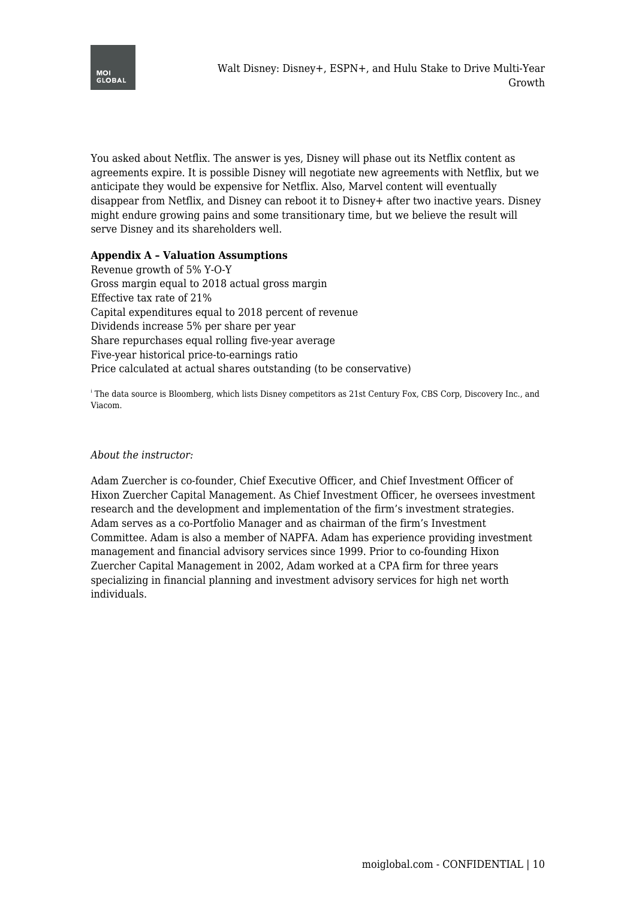You asked about Netflix. The answer is yes, Disney will phase out its Netflix content as agreements expire. It is possible Disney will negotiate new agreements with Netflix, but we anticipate they would be expensive for Netflix. Also, Marvel content will eventually disappear from Netflix, and Disney can reboot it to Disney+ after two inactive years. Disney might endure growing pains and some transitionary time, but we believe the result will serve Disney and its shareholders well.

**Appendix A – Valuation Assumptions**

Revenue growth of 5% Y-O-Y
Gross margin equal to 2018 actual gross margin
Effective tax rate of 21%
Capital expenditures equal to 2018 percent of revenue
Dividends increase 5% per share per year
Share repurchases equal rolling five-year average
Five-year historical price-to-earnings ratio
Price calculated at actual shares outstanding (to be conservative)

[i] The data source is Bloomberg, which lists Disney competitors as 21st Century Fox, CBS Corp, Discovery Inc., and Viacom.

*About the instructor:*

Adam Zuercher is co-founder, Chief Executive Officer, and Chief Investment Officer of Hixon Zuercher Capital Management. As Chief Investment Officer, he oversees investment research and the development and implementation of the firm's investment strategies. Adam serves as a co-Portfolio Manager and as chairman of the firm's Investment Committee. Adam is also a member of NAPFA. Adam has experience providing investment management and financial advisory services since 1999. Prior to co-founding Hixon Zuercher Capital Management in 2002, Adam worked at a CPA firm for three years specializing in financial planning and investment advisory services for high net worth individuals.